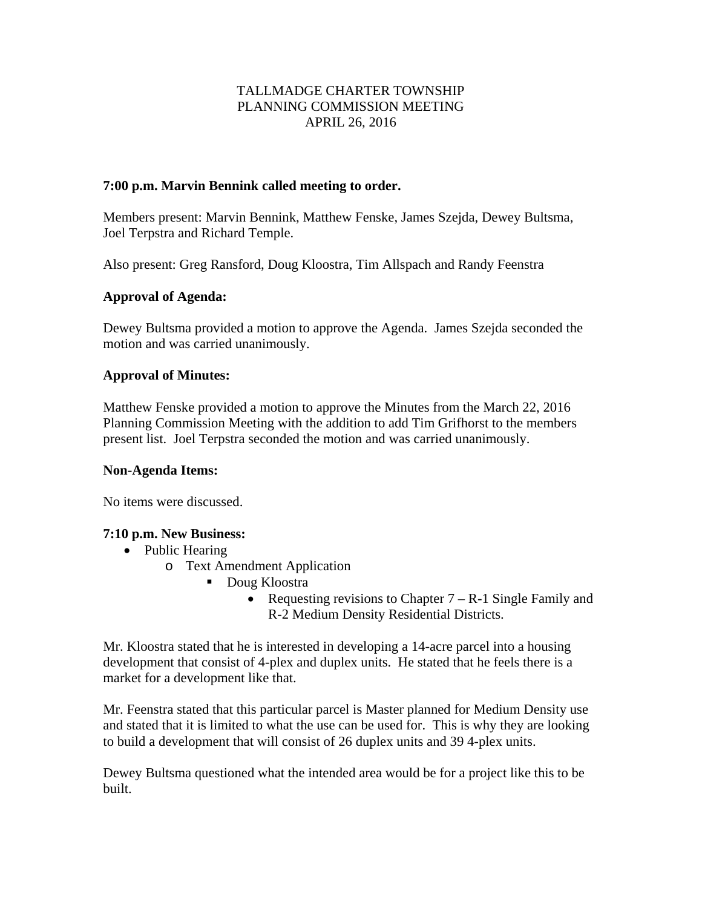TALLMADGE CHARTER TOWNSHIP
PLANNING COMMISSION MEETING
APRIL 26, 2016

**7:00 p.m. Marvin Bennink called meeting to order.**

Members present: Marvin Bennink, Matthew Fenske, James Szejda, Dewey Bultsma, Joel Terpstra and Richard Temple.

Also present: Greg Ransford, Doug Kloostra, Tim Allspach and Randy Feenstra

**Approval of Agenda:**

Dewey Bultsma provided a motion to approve the Agenda. James Szejda seconded the motion and was carried unanimously.

**Approval of Minutes:**

Matthew Fenske provided a motion to approve the Minutes from the March 22, 2016 Planning Commission Meeting with the addition to add Tim Grifhorst to the members present list. Joel Terpstra seconded the motion and was carried unanimously.

**Non-Agenda Items:**

No items were discussed.

**7:10 p.m. New Business:**

- Public Hearing
  - Text Amendment Application
    - Doug Kloostra
      - Requesting revisions to Chapter 7 – R-1 Single Family and R-2 Medium Density Residential Districts.

Mr. Kloostra stated that he is interested in developing a 14-acre parcel into a housing development that consist of 4-plex and duplex units. He stated that he feels there is a market for a development like that.

Mr. Feenstra stated that this particular parcel is Master planned for Medium Density use and stated that it is limited to what the use can be used for. This is why they are looking to build a development that will consist of 26 duplex units and 39 4-plex units.

Dewey Bultsma questioned what the intended area would be for a project like this to be built.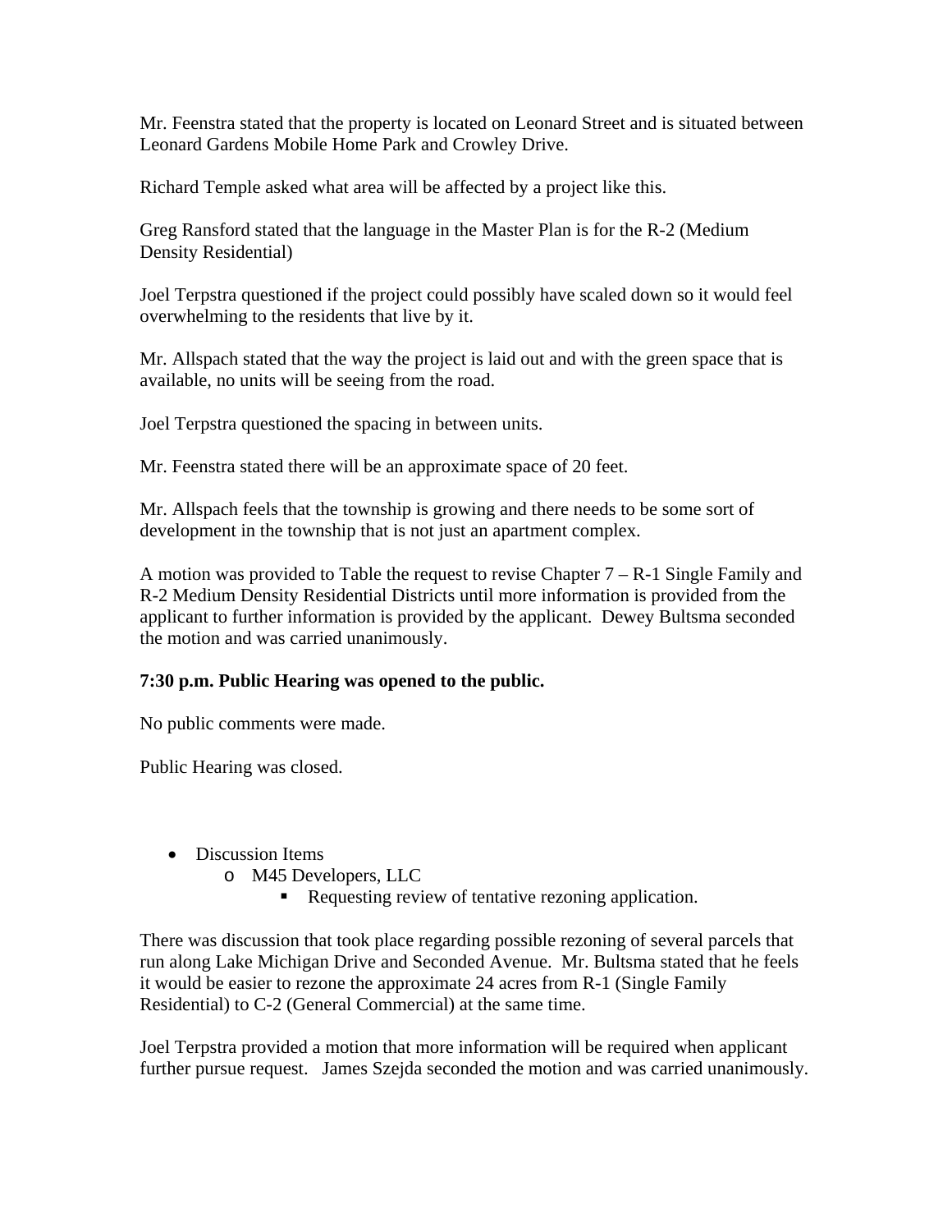Mr. Feenstra stated that the property is located on Leonard Street and is situated between Leonard Gardens Mobile Home Park and Crowley Drive.

Richard Temple asked what area will be affected by a project like this.

Greg Ransford stated that the language in the Master Plan is for the R-2 (Medium Density Residential)

Joel Terpstra questioned if the project could possibly have scaled down so it would feel overwhelming to the residents that live by it.

Mr. Allspach stated that the way the project is laid out and with the green space that is available, no units will be seeing from the road.

Joel Terpstra questioned the spacing in between units.

Mr. Feenstra stated there will be an approximate space of 20 feet.

Mr. Allspach feels that the township is growing and there needs to be some sort of development in the township that is not just an apartment complex.

A motion was provided to Table the request to revise Chapter 7 – R-1 Single Family and R-2 Medium Density Residential Districts until more information is provided from the applicant to further information is provided by the applicant. Dewey Bultsma seconded the motion and was carried unanimously.

**7:30 p.m. Public Hearing was opened to the public.**

No public comments were made.

Public Hearing was closed.

- Discussion Items
  - M45 Developers, LLC
    - Requesting review of tentative rezoning application.

There was discussion that took place regarding possible rezoning of several parcels that run along Lake Michigan Drive and Seconded Avenue. Mr. Bultsma stated that he feels it would be easier to rezone the approximate 24 acres from R-1 (Single Family Residential) to C-2 (General Commercial) at the same time.

Joel Terpstra provided a motion that more information will be required when applicant further pursue request. James Szejda seconded the motion and was carried unanimously.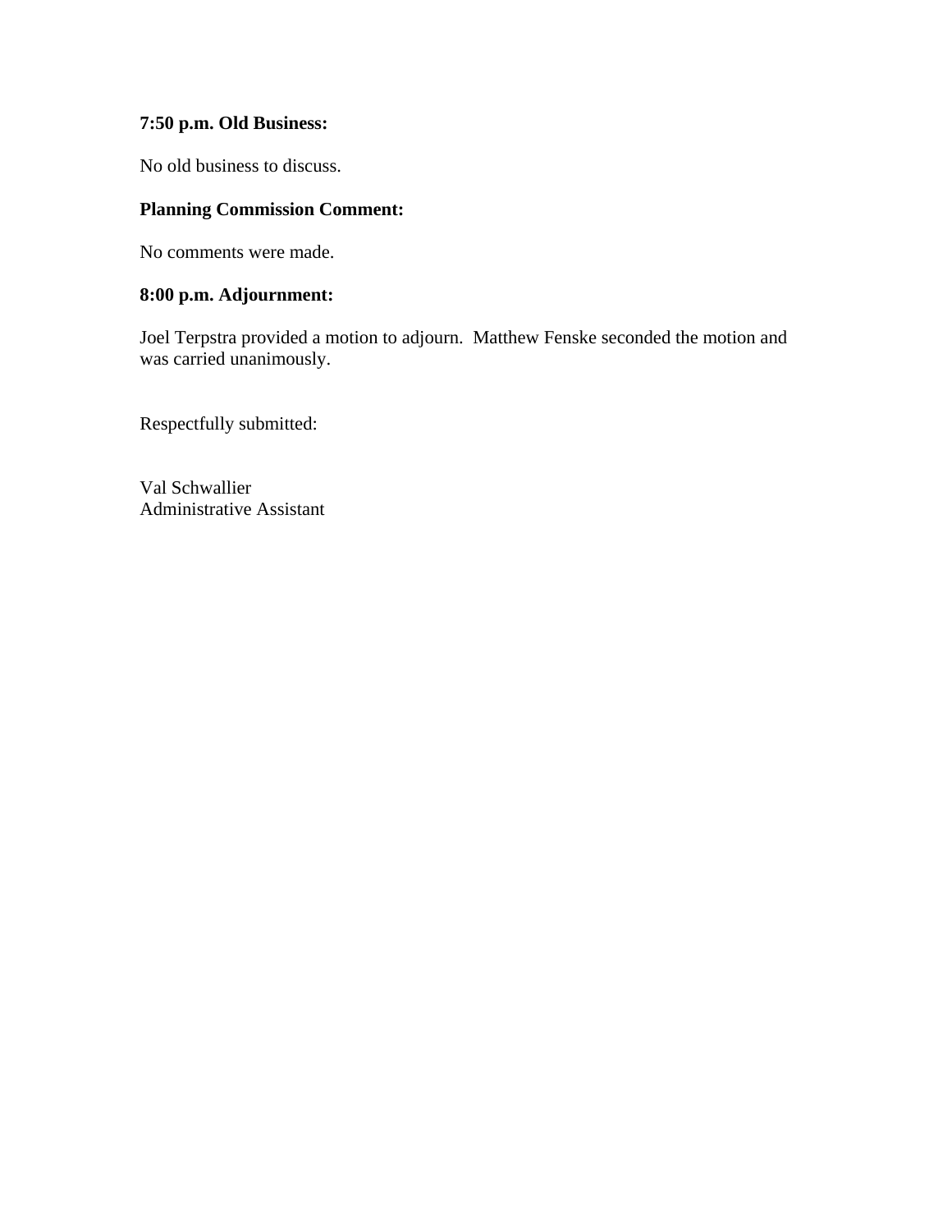**7:50 p.m. Old Business:**

No old business to discuss.

**Planning Commission Comment:**

No comments were made.

**8:00 p.m. Adjournment:**

Joel Terpstra provided a motion to adjourn. Matthew Fenske seconded the motion and was carried unanimously.

Respectfully submitted:

Val Schwallier
Administrative Assistant